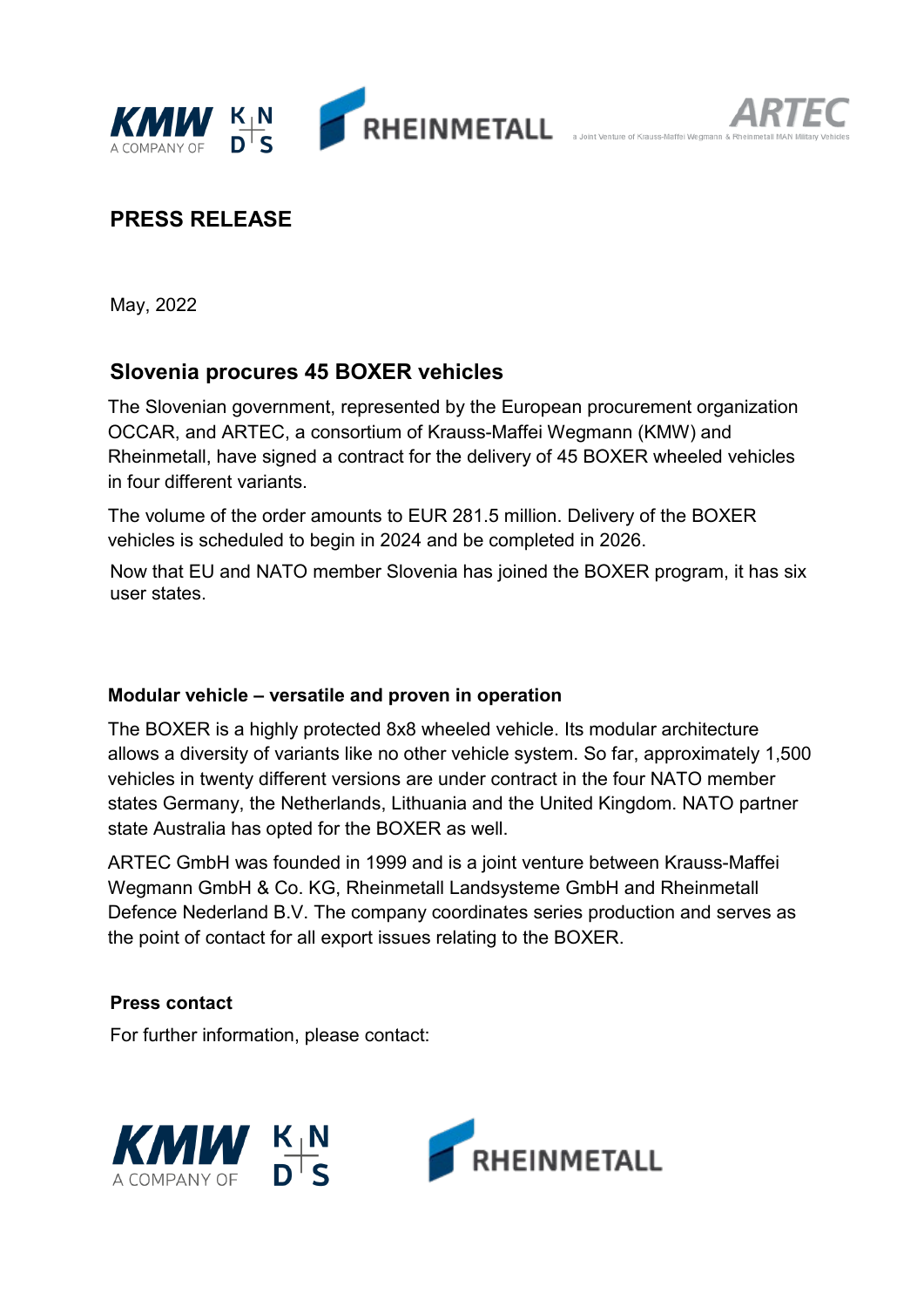# PRESS RELEASE

May, 2022

## Slovenia procures 45 BOXER vehicles

The Slovenian government, represented by the European procurement organization OCCAR, and ARTEC, a consortium of Krauss-Maffei Wegmann (KMW) and Rheinmetall, have signed a contract for the delivery of 45 BOXER wheeled vehicles in four different variants.

The volume of the order amounts to EUR 281.5 million. Delivery of the BOXER vehicles is scheduled to begin in 2024 and be completed in 2026.

Now that EU and NATO member Slovenia has joined the BOXER program, it has six user states.

### Modular vehicle – versatile and proven in operation

The BOXER is a highly protected 8x8 wheeled vehicle. Its modular architecture allows a diversity of variants like no other vehicle system. So far, approximately 1,500 vehicles in twenty different versions are under contract in the four NATO member states Germany, the Netherlands, Lithuania and the United Kingdom. NATO partner state Australia has opted for the BOXER as well.

ARTEC GmbH was founded in 1999 and is a joint venture between Krauss-Maffei Wegmann GmbH & Co. KG, Rheinmetall Landsysteme GmbH and Rheinmetall Defence Nederland B.V. The company coordinates series production and serves as the point of contact for all export issues relating to the BOXER.

### Press contact

For further information, please contact: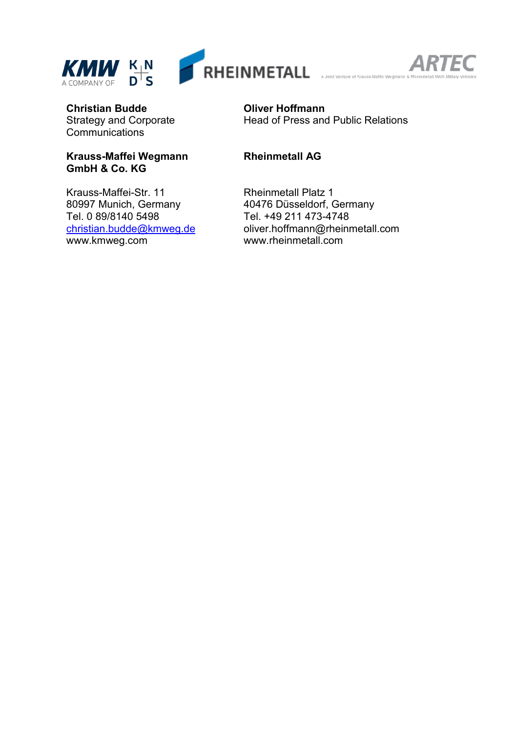a Joint Venture of Krauss-Maffei Wegmann & Rheinmetall MAN Military Vehicles

**Christian Budde**
Strategy and Corporate Communications

**Krauss-Maffei Wegmann GmbH & Co. KG**

Krauss-Maffei-Str. 11
80997 Munich, Germany
Tel. 0 89/8140 5498
christian.budde@kmweg.de
www.kmweg.com

**Oliver Hoffmann**
Head of Press and Public Relations

**Rheinmetall AG**

Rheinmetall Platz 1
40476 Düsseldorf, Germany
Tel. +49 211 473-4748
oliver.hoffmann@rheinmetall.com
www.rheinmetall.com